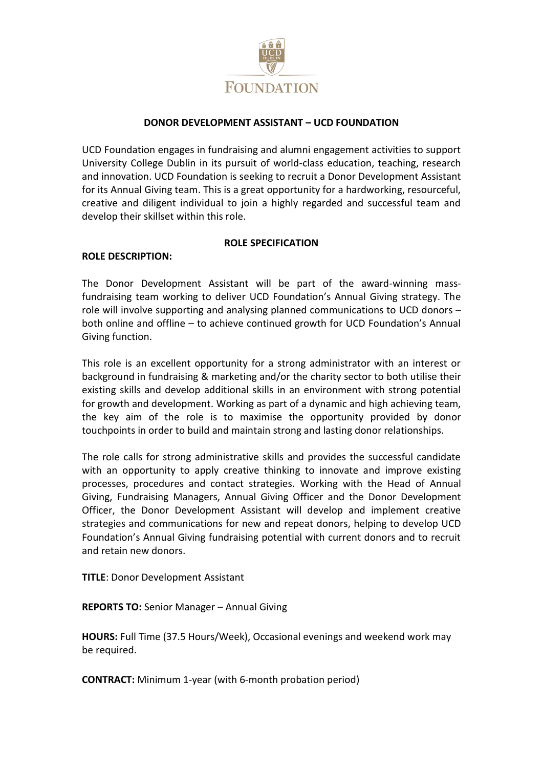# DONOR DEVELOPMENT ASSISTANT – UCD FOUNDATION

UCD Foundation engages in fundraising and alumni engagement activities to support University College Dublin in its pursuit of world-class education, teaching, research and innovation. UCD Foundation is seeking to recruit a Donor Development Assistant for its Annual Giving team. This is a great opportunity for a hardworking, resourceful, creative and diligent individual to join a highly regarded and successful team and develop their skillset within this role.

## ROLE SPECIFICATION

**ROLE DESCRIPTION:**

The Donor Development Assistant will be part of the award-winning mass-fundraising team working to deliver UCD Foundation's Annual Giving strategy. The role will involve supporting and analysing planned communications to UCD donors – both online and offline – to achieve continued growth for UCD Foundation's Annual Giving function.

This role is an excellent opportunity for a strong administrator with an interest or background in fundraising & marketing and/or the charity sector to both utilise their existing skills and develop additional skills in an environment with strong potential for growth and development. Working as part of a dynamic and high achieving team, the key aim of the role is to maximise the opportunity provided by donor touchpoints in order to build and maintain strong and lasting donor relationships.

The role calls for strong administrative skills and provides the successful candidate with an opportunity to apply creative thinking to innovate and improve existing processes, procedures and contact strategies. Working with the Head of Annual Giving, Fundraising Managers, Annual Giving Officer and the Donor Development Officer, the Donor Development Assistant will develop and implement creative strategies and communications for new and repeat donors, helping to develop UCD Foundation's Annual Giving fundraising potential with current donors and to recruit and retain new donors.

**TITLE**: Donor Development Assistant

**REPORTS TO:** Senior Manager – Annual Giving

**HOURS:** Full Time (37.5 Hours/Week), Occasional evenings and weekend work may be required.

**CONTRACT:** Minimum 1-year (with 6-month probation period)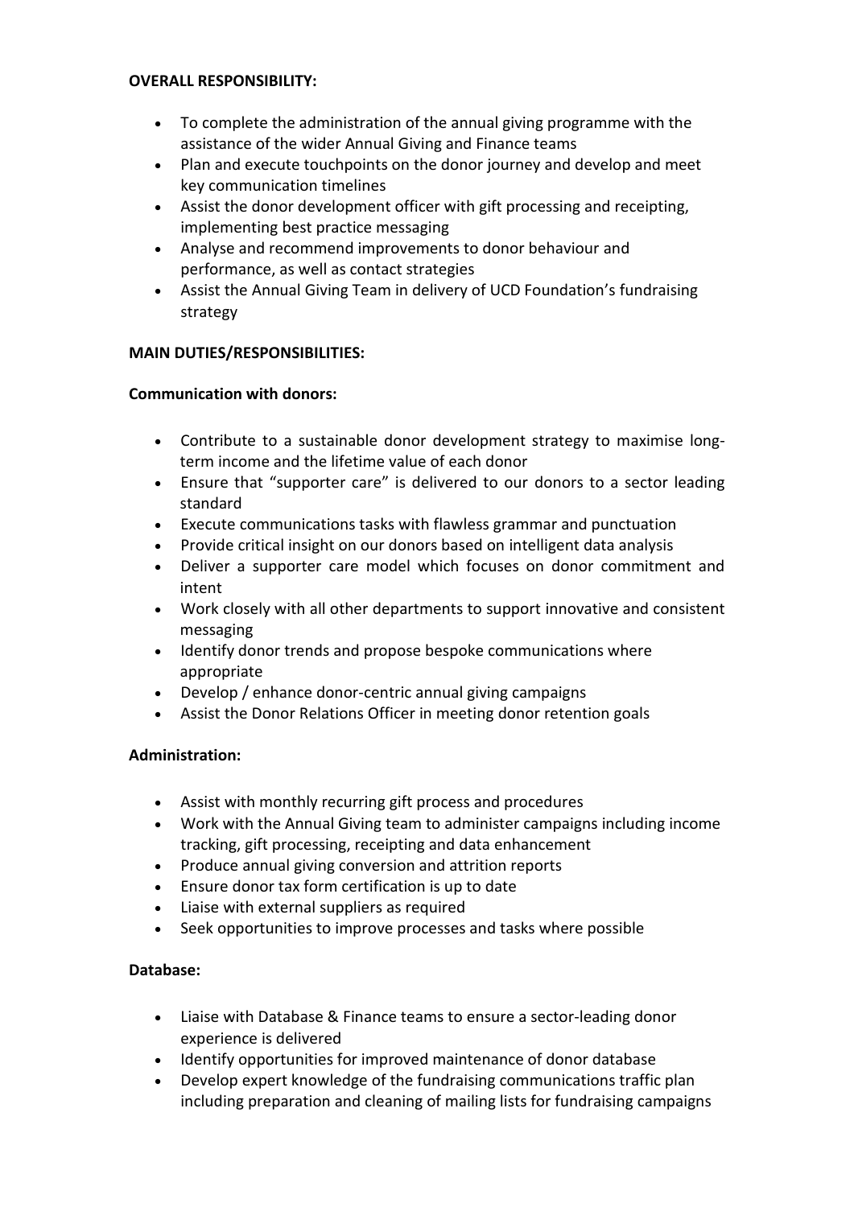**OVERALL RESPONSIBILITY:**

- To complete the administration of the annual giving programme with the assistance of the wider Annual Giving and Finance teams
- Plan and execute touchpoints on the donor journey and develop and meet key communication timelines
- Assist the donor development officer with gift processing and receipting, implementing best practice messaging
- Analyse and recommend improvements to donor behaviour and performance, as well as contact strategies
- Assist the Annual Giving Team in delivery of UCD Foundation's fundraising strategy

**MAIN DUTIES/RESPONSIBILITIES:**

**Communication with donors:**

- Contribute to a sustainable donor development strategy to maximise long-term income and the lifetime value of each donor
- Ensure that "supporter care" is delivered to our donors to a sector leading standard
- Execute communications tasks with flawless grammar and punctuation
- Provide critical insight on our donors based on intelligent data analysis
- Deliver a supporter care model which focuses on donor commitment and intent
- Work closely with all other departments to support innovative and consistent messaging
- Identify donor trends and propose bespoke communications where appropriate
- Develop / enhance donor-centric annual giving campaigns
- Assist the Donor Relations Officer in meeting donor retention goals

**Administration:**

- Assist with monthly recurring gift process and procedures
- Work with the Annual Giving team to administer campaigns including income tracking, gift processing, receipting and data enhancement
- Produce annual giving conversion and attrition reports
- Ensure donor tax form certification is up to date
- Liaise with external suppliers as required
- Seek opportunities to improve processes and tasks where possible

**Database:**

- Liaise with Database & Finance teams to ensure a sector-leading donor experience is delivered
- Identify opportunities for improved maintenance of donor database
- Develop expert knowledge of the fundraising communications traffic plan including preparation and cleaning of mailing lists for fundraising campaigns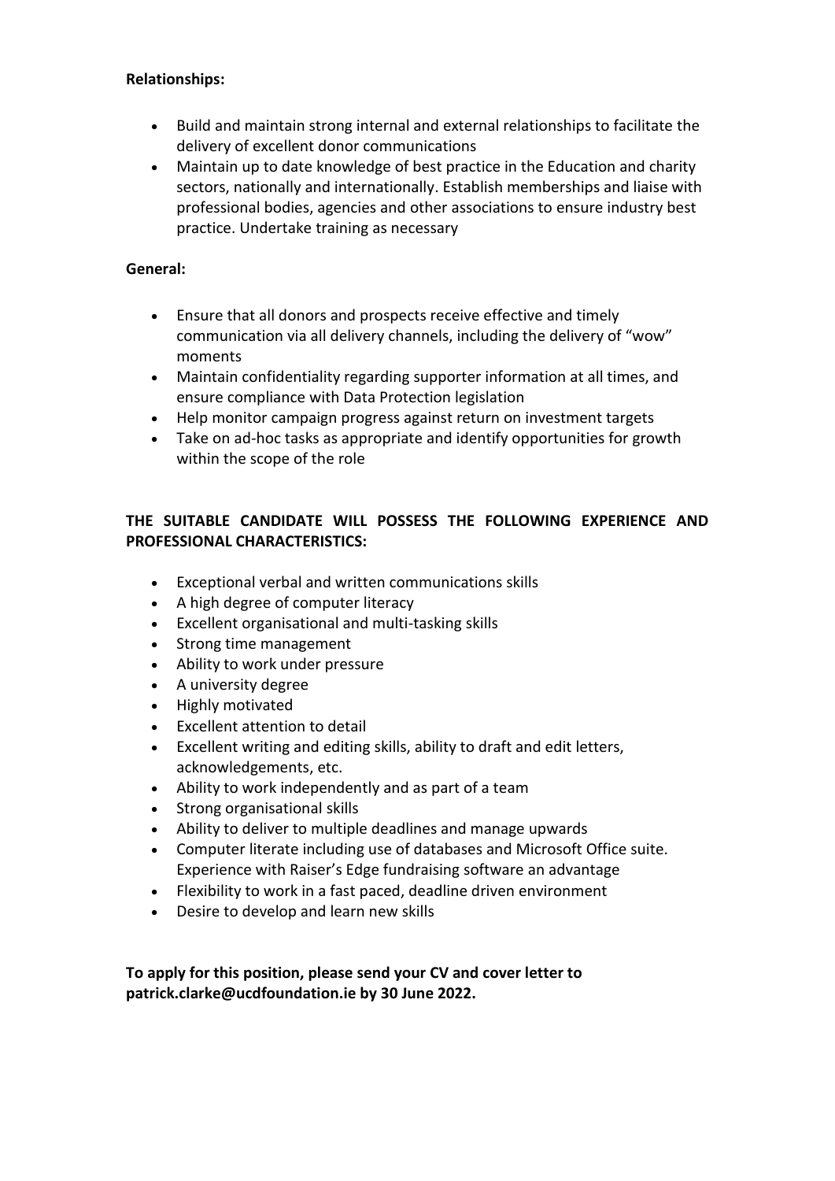**Relationships:**

- Build and maintain strong internal and external relationships to facilitate the delivery of excellent donor communications
- Maintain up to date knowledge of best practice in the Education and charity sectors, nationally and internationally. Establish memberships and liaise with professional bodies, agencies and other associations to ensure industry best practice. Undertake training as necessary

**General:**

- Ensure that all donors and prospects receive effective and timely communication via all delivery channels, including the delivery of "wow" moments
- Maintain confidentiality regarding supporter information at all times, and ensure compliance with Data Protection legislation
- Help monitor campaign progress against return on investment targets
- Take on ad-hoc tasks as appropriate and identify opportunities for growth within the scope of the role

**THE SUITABLE CANDIDATE WILL POSSESS THE FOLLOWING EXPERIENCE AND PROFESSIONAL CHARACTERISTICS:**

- Exceptional verbal and written communications skills
- A high degree of computer literacy
- Excellent organisational and multi-tasking skills
- Strong time management
- Ability to work under pressure
- A university degree
- Highly motivated
- Excellent attention to detail
- Excellent writing and editing skills, ability to draft and edit letters, acknowledgements, etc.
- Ability to work independently and as part of a team
- Strong organisational skills
- Ability to deliver to multiple deadlines and manage upwards
- Computer literate including use of databases and Microsoft Office suite. Experience with Raiser's Edge fundraising software an advantage
- Flexibility to work in a fast paced, deadline driven environment
- Desire to develop and learn new skills

**To apply for this position, please send your CV and cover letter to patrick.clarke@ucdfoundation.ie by 30 June 2022.**